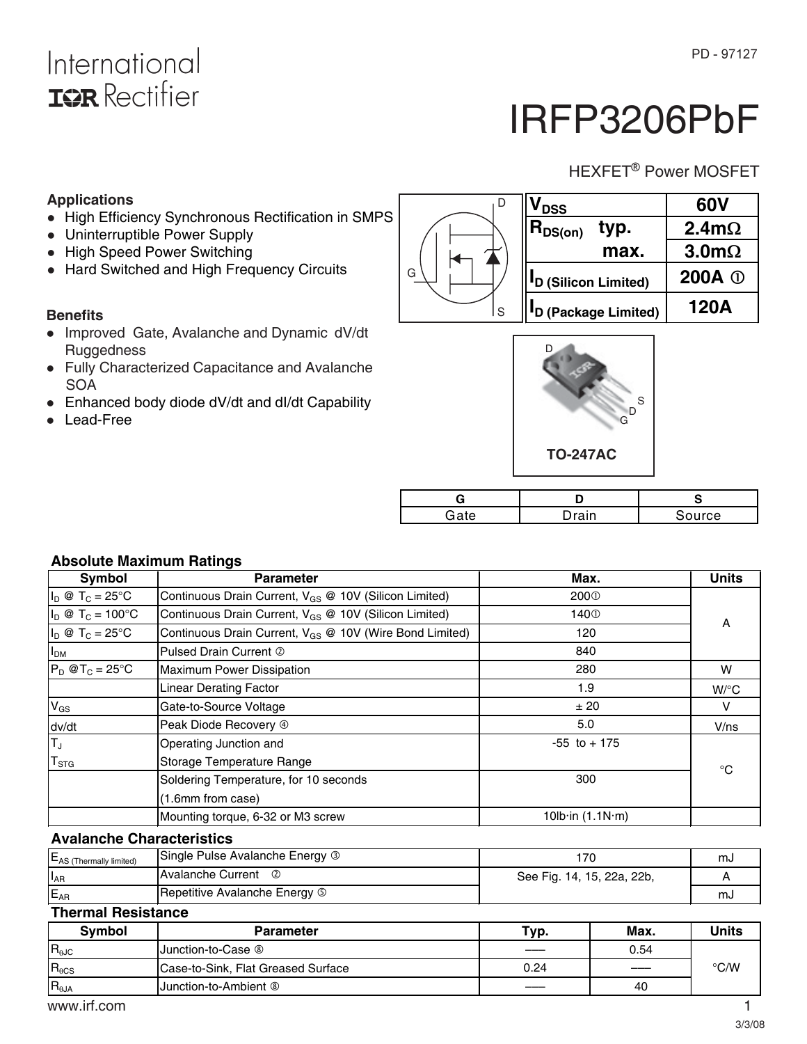International
IOR Rectifier

PD - 97127

# IRFP3206PbF

HEXFET® Power MOSFET

### Applications

- High Efficiency Synchronous Rectification in SMPS
- Uninterruptible Power Supply
- High Speed Power Switching
- Hard Switched and High Frequency Circuits

### Benefits

- Improved Gate, Avalanche and Dynamic dV/dt Ruggedness
- Fully Characterized Capacitance and Avalanche SOA
- Enhanced body diode dV/dt and dI/dt Capability
- Lead-Free

| | | |
|---|---|---|
| $V_{DSS}$ | | 60V |
| $R_{DS(on)}$ | typ. | 2.4mΩ |
| | max. | 3.0mΩ |
| $I_{D\ (Silicon\ Limited)}$ | | 200A ① |
| $I_{D\ (Package\ Limited)}$ | | 120A |

TO-247AC

| G | D | S |
|---|---|---|
| Gate | Drain | Source |

### Absolute Maximum Ratings

| Symbol | Parameter | Max. | Units |
|---|---|---|---|
| $I_D$ @ $T_C$ = 25°C | Continuous Drain Current, $V_{GS}$ @ 10V (Silicon Limited) | 200① | A |
| $I_D$ @ $T_C$ = 100°C | Continuous Drain Current, $V_{GS}$ @ 10V (Silicon Limited) | 140① | |
| $I_D$ @ $T_C$ = 25°C | Continuous Drain Current, $V_{GS}$ @ 10V (Wire Bond Limited) | 120 | |
| $I_{DM}$ | Pulsed Drain Current ② | 840 | |
| $P_D$ @$T_C$ = 25°C | Maximum Power Dissipation | 280 | W |
| | Linear Derating Factor | 1.9 | W/°C |
| $V_{GS}$ | Gate-to-Source Voltage | ± 20 | V |
| dv/dt | Peak Diode Recovery ④ | 5.0 | V/ns |
| $T_J$<br>$T_{STG}$ | Operating Junction and<br>Storage Temperature Range | -55 to + 175 | °C |
| | Soldering Temperature, for 10 seconds<br>(1.6mm from case) | 300 | |
| | Mounting torque, 6-32 or M3 screw | 10lb·in (1.1N·m) | |

### Avalanche Characteristics

| | | | |
|---|---|---|---|
| $E_{AS\ (Thermally\ limited)}$ | Single Pulse Avalanche Energy ③ | 170 | mJ |
| $I_{AR}$ | Avalanche Current ② | See Fig. 14, 15, 22a, 22b, | A |
| $E_{AR}$ | Repetitive Avalanche Energy ⑤ | | mJ |

### Thermal Resistance

| Symbol | Parameter | Typ. | Max. | Units |
|---|---|---|---|---|
| $R_{\theta JC}$ | Junction-to-Case ⑧ | ––– | 0.54 | °C/W |
| $R_{\theta CS}$ | Case-to-Sink, Flat Greased Surface | 0.24 | ––– | |
| $R_{\theta JA}$ | Junction-to-Ambient ⑧ | ––– | 40 | |

www.irf.com

3/3/08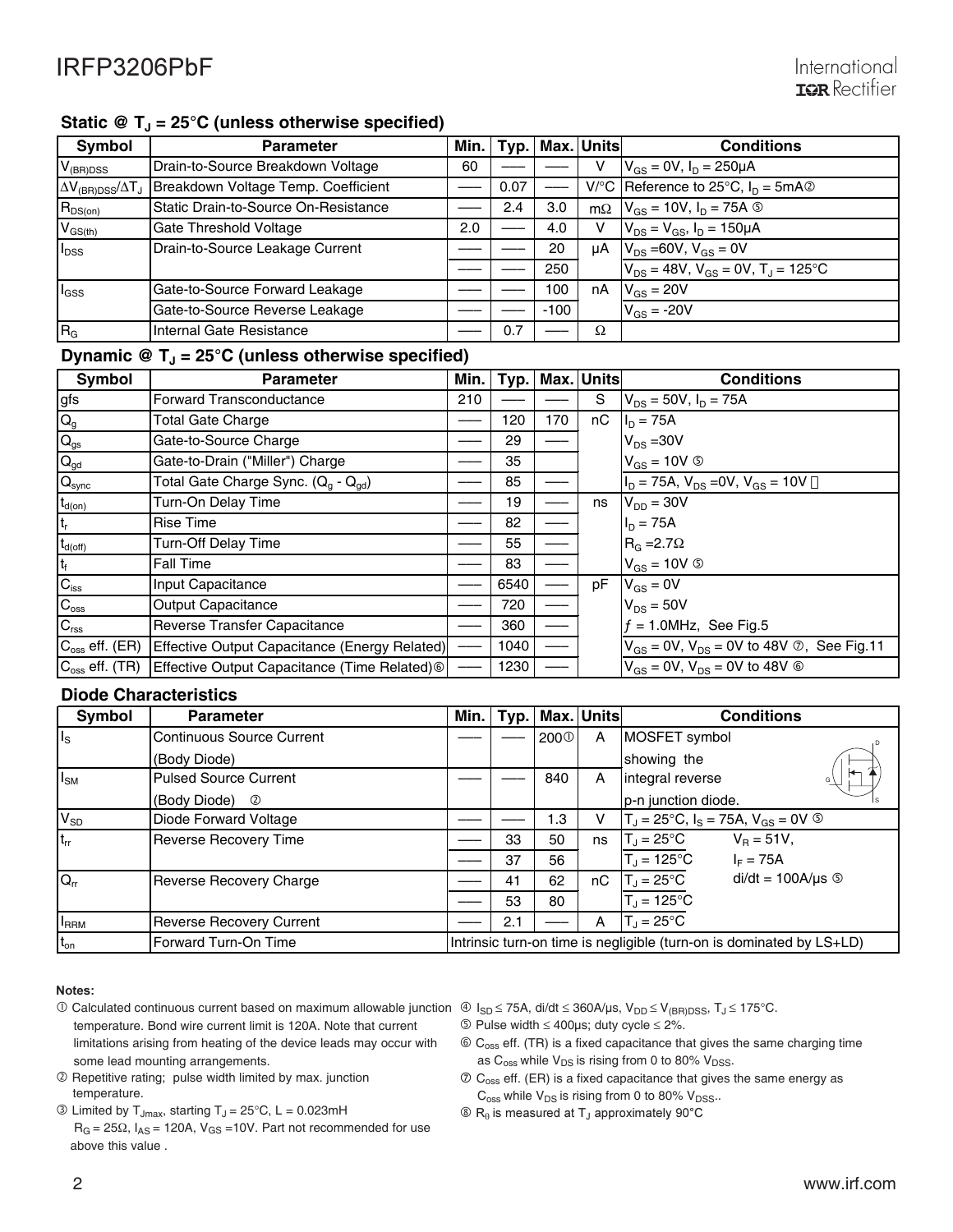### Static @ $T_J$ = 25°C (unless otherwise specified)

| Symbol | Parameter | Min. | Typ. | Max. | Units | Conditions |
|---|---|---|---|---|---|---|
| $V_{(BR)DSS}$ | Drain-to-Source Breakdown Voltage | 60 | —— | —— | V | $V_{GS}$ = 0V, $I_D$ = 250μA |
| $\Delta V_{(BR)DSS}/\Delta T_J$ | Breakdown Voltage Temp. Coefficient | —— | 0.07 | —— | V/°C | Reference to 25°C, $I_D$ = 5mA ② |
| $R_{DS(on)}$ | Static Drain-to-Source On-Resistance | —— | 2.4 | 3.0 | mΩ | $V_{GS}$ = 10V, $I_D$ = 75A ⑤ |
| $V_{GS(th)}$ | Gate Threshold Voltage | 2.0 | —— | 4.0 | V | $V_{DS}$ = $V_{GS}$, $I_D$ = 150μA |
| $I_{DSS}$ | Drain-to-Source Leakage Current | —— | —— | 20 | μA | $V_{DS}$ =60V, $V_{GS}$ = 0V |
| | | —— | —— | 250 | | $V_{DS}$ = 48V, $V_{GS}$ = 0V, $T_J$ = 125°C |
| $I_{GSS}$ | Gate-to-Source Forward Leakage | —— | —— | 100 | nA | $V_{GS}$ = 20V |
| | Gate-to-Source Reverse Leakage | —— | —— | -100 | | $V_{GS}$ = -20V |
| $R_G$ | Internal Gate Resistance | —— | 0.7 | —— | Ω | |

### Dynamic @ $T_J$ = 25°C (unless otherwise specified)

| Symbol | Parameter | Min. | Typ. | Max. | Units | Conditions |
|---|---|---|---|---|---|---|
| gfs | Forward Transconductance | 210 | —— | —— | S | $V_{DS}$ = 50V, $I_D$ = 75A |
| $Q_g$ | Total Gate Charge | —— | 120 | 170 | nC | $I_D$ = 75A |
| $Q_{gs}$ | Gate-to-Source Charge | —— | 29 | —— | | $V_{DS}$ =30V |
| $Q_{gd}$ | Gate-to-Drain ("Miller") Charge | —— | 35 | | | $V_{GS}$ = 10V ⑤ |
| $Q_{sync}$ | Total Gate Charge Sync. ($Q_g$ - $Q_{gd}$) | —— | 85 | —— | | $I_D$ = 75A, $V_{DS}$ =0V, $V_{GS}$ = 10V |
| $t_{d(on)}$ | Turn-On Delay Time | —— | 19 | —— | ns | $V_{DD}$ = 30V |
| $t_r$ | Rise Time | —— | 82 | —— | | $I_D$ = 75A |
| $t_{d(off)}$ | Turn-Off Delay Time | —— | 55 | —— | | $R_G$ =2.7Ω |
| $t_f$ | Fall Time | —— | 83 | —— | | $V_{GS}$ = 10V ⑤ |
| $C_{iss}$ | Input Capacitance | —— | 6540 | —— | pF | $V_{GS}$ = 0V |
| $C_{oss}$ | Output Capacitance | —— | 720 | —— | | $V_{DS}$ = 50V |
| $C_{rss}$ | Reverse Transfer Capacitance | —— | 360 | —— | | $f$ = 1.0MHz, See Fig.5 |
| $C_{oss}$ eff. (ER) | Effective Output Capacitance (Energy Related) | —— | 1040 | —— | | $V_{GS}$ = 0V, $V_{DS}$ = 0V to 48V ⑦, See Fig.11 |
| $C_{oss}$ eff. (TR) | Effective Output Capacitance (Time Related)⑥ | —— | 1230 | —— | | $V_{GS}$ = 0V, $V_{DS}$ = 0V to 48V ⑥ |

### Diode Characteristics

| Symbol | Parameter | Min. | Typ. | Max. | Units | Conditions |
|---|---|---|---|---|---|---|
| $I_S$ | Continuous Source Current (Body Diode) | —— | —— | 200① | A | MOSFET symbol showing the |
| $I_{SM}$ | Pulsed Source Current (Body Diode) ② | —— | —— | 840 | A | integral reverse p-n junction diode. |
| $V_{SD}$ | Diode Forward Voltage | —— | —— | 1.3 | V | $T_J$ = 25°C, $I_S$ = 75A, $V_{GS}$ = 0V ⑤ |
| $t_{rr}$ | Reverse Recovery Time | —— | 33 | 50 | ns | $T_J$ = 25°C &nbsp; $V_R$ = 51V, |
| | | —— | 37 | 56 | | $T_J$ = 125°C &nbsp; $I_F$ = 75A |
| $Q_{rr}$ | Reverse Recovery Charge | —— | 41 | 62 | nC | $T_J$ = 25°C &nbsp; di/dt = 100A/μs ⑤ |
| | | —— | 53 | 80 | | $T_J$ = 125°C |
| $I_{RRM}$ | Reverse Recovery Current | —— | 2.1 | —— | A | $T_J$ = 25°C |
| $t_{on}$ | Forward Turn-On Time | Intrinsic turn-on time is negligible (turn-on is dominated by LS+LD) | | | | |

**Notes:**

① Calculated continuous current based on maximum allowable junction temperature. Bond wire current limit is 120A. Note that current limitations arising from heating of the device leads may occur with some lead mounting arrangements.

② Repetitive rating; pulse width limited by max. junction temperature.

③ Limited by $T_{Jmax}$, starting $T_J$ = 25°C, L = 0.023mH $R_G$ = 25Ω, $I_{AS}$ = 120A, $V_{GS}$ =10V. Part not recommended for use above this value .

④ $I_{SD} \leq$ 75A, di/dt ≤ 360A/μs, $V_{DD} \leq V_{(BR)DSS}$, $T_J \leq$ 175°C.

⑤ Pulse width ≤ 400μs; duty cycle ≤ 2%.

⑥ $C_{oss}$ eff. (TR) is a fixed capacitance that gives the same charging time as $C_{oss}$ while $V_{DS}$ is rising from 0 to 80% $V_{DSS}$.

⑦ $C_{oss}$ eff. (ER) is a fixed capacitance that gives the same energy as $C_{oss}$ while $V_{DS}$ is rising from 0 to 80% $V_{DSS}$..

⑧ $R_\theta$ is measured at $T_J$ approximately 90°C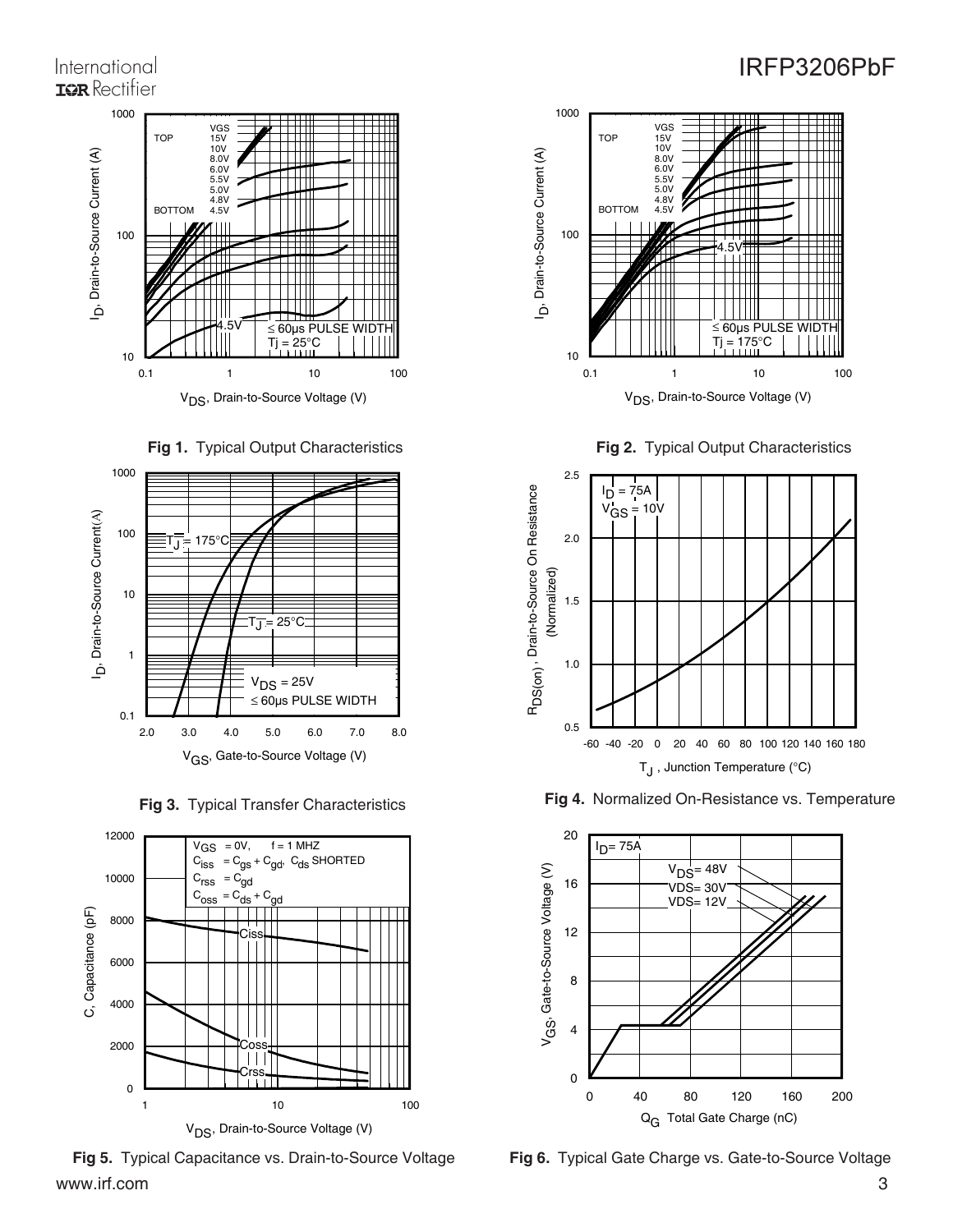Fig 1. Typical Output Characteristics

Fig 2. Typical Output Characteristics

Fig 3. Typical Transfer Characteristics

Fig 4. Normalized On-Resistance vs. Temperature

Fig 5. Typical Capacitance vs. Drain-to-Source Voltage

Fig 6. Typical Gate Charge vs. Gate-to-Source Voltage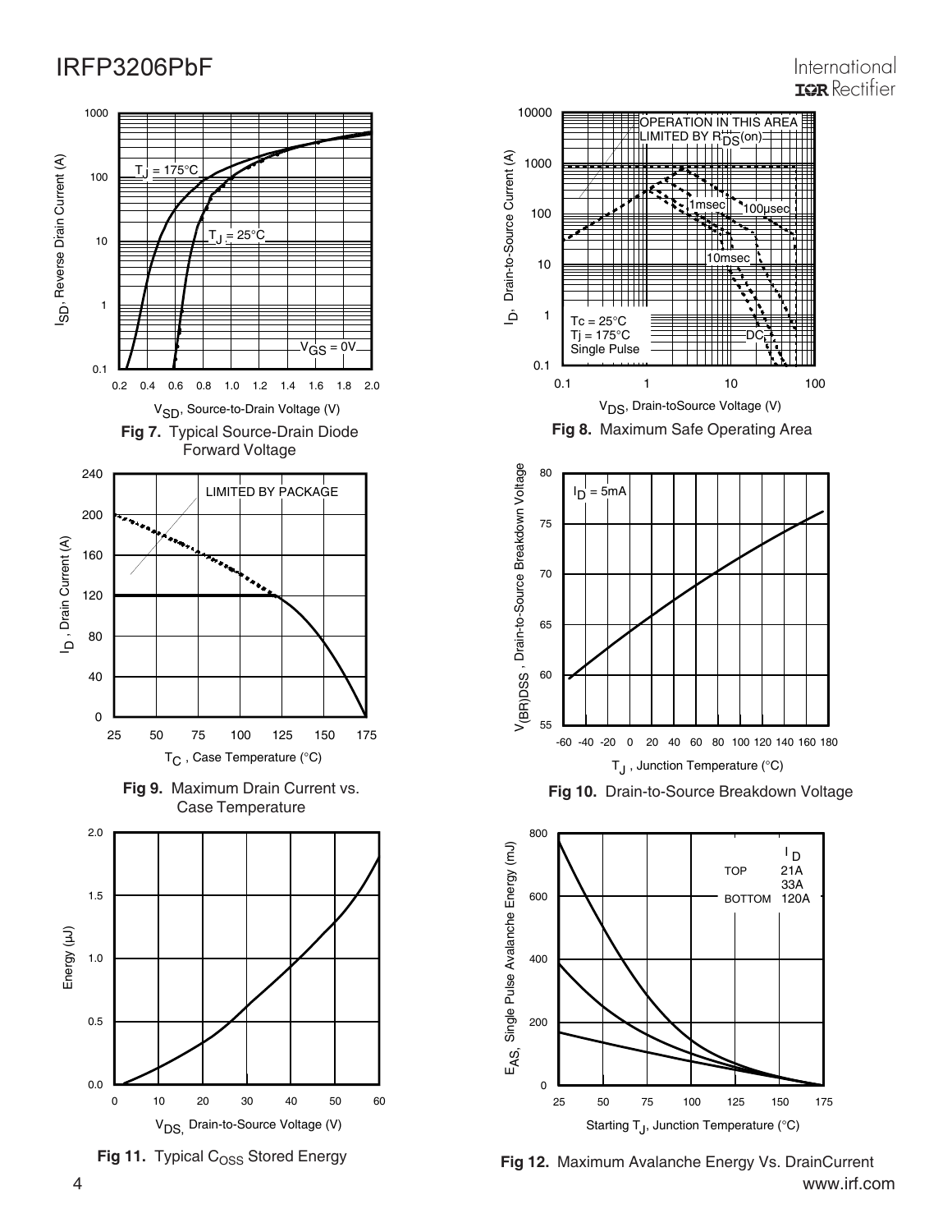$I_{SD}$, Reverse Drain Current (A)

$T_J = 175°C$

$T_J = 25°C$

$V_{GS} = 0V$

$V_{SD}$, Source-to-Drain Voltage (V)

**Fig 7.** Typical Source-Drain Diode Forward Voltage

OPERATION IN THIS AREA LIMITED BY $R_{DS}(on)$

1msec

100µsec

10msec

DC

Tc = 25°C
Tj = 175°C
Single Pulse

$I_D$, Drain-to-Source Current (A)

$V_{DS}$, Drain-toSource Voltage (V)

**Fig 8.** Maximum Safe Operating Area

LIMITED BY PACKAGE

$I_D$ , Drain Current (A)

$T_C$ , Case Temperature (°C)

**Fig 9.** Maximum Drain Current vs. Case Temperature

$I_D = 5mA$

$V_{(BR)DSS}$ , Drain-to-Source Breakdown Voltage

$T_J$ , Junction Temperature (°C)

**Fig 10.** Drain-to-Source Breakdown Voltage

Energy (µJ)

$V_{DS,}$ Drain-to-Source Voltage (V)

**Fig 11.** Typical $C_{OSS}$ Stored Energy

| | $I_D$ |
|---|---|
| TOP | 21A |
| | 33A |
| BOTTOM | 120A |

$E_{AS,}$ Single Pulse Avalanche Energy (mJ)

Starting $T_J$, Junction Temperature (°C)

**Fig 12.** Maximum Avalanche Energy Vs. DrainCurrent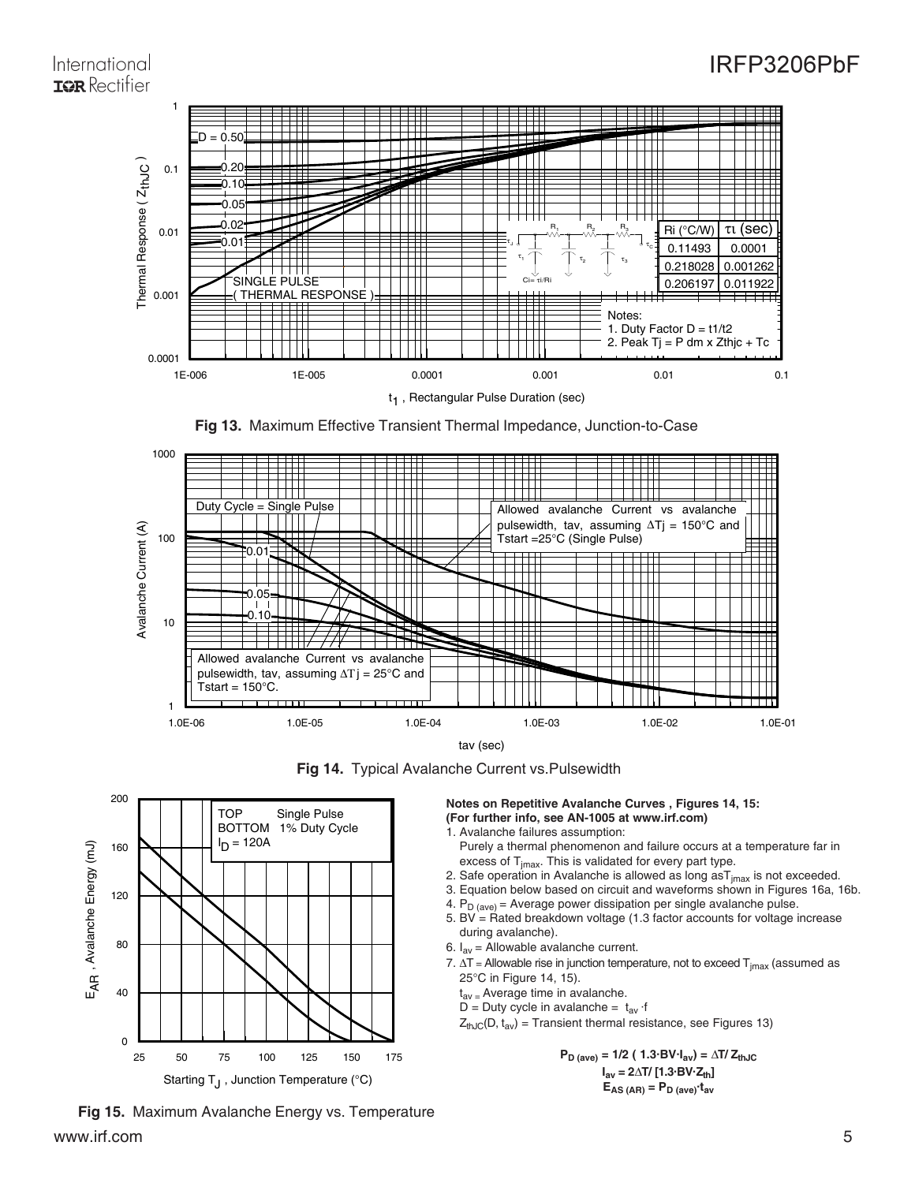Fig 13. Maximum Effective Transient Thermal Impedance, Junction-to-Case

| Ri (°C/W) | τi (sec) |
| --- | --- |
| 0.11493 | 0.0001 |
| 0.218028 | 0.001262 |
| 0.206197 | 0.011922 |

Notes:
1. Duty Factor D = t1/t2
2. Peak Tj = P dm x Zthjc + Tc

Fig 14. Typical Avalanche Current vs.Pulsewidth

Fig 15. Maximum Avalanche Energy vs. Temperature

**Notes on Repetitive Avalanche Curves , Figures 14, 15:**
**(For further info, see AN-1005 at www.irf.com)**

1. Avalanche failures assumption:
   Purely a thermal phenomenon and failure occurs at a temperature far in excess of $T_{jmax}$. This is validated for every part type.
2. Safe operation in Avalanche is allowed as long as $T_{jmax}$ is not exceeded.
3. Equation below based on circuit and waveforms shown in Figures 16a, 16b.
4. $P_{D\,(ave)}$ = Average power dissipation per single avalanche pulse.
5. BV = Rated breakdown voltage (1.3 factor accounts for voltage increase during avalanche).
6. $I_{av}$ = Allowable avalanche current.
7. $\Delta T$ = Allowable rise in junction temperature, not to exceed $T_{jmax}$ (assumed as 25°C in Figure 14, 15).
   $t_{av}$ = Average time in avalanche.
   D = Duty cycle in avalanche = $t_{av} \cdot f$
   $Z_{thJC}(D, t_{av})$ = Transient thermal resistance, see Figures 13)

$$P_{D\,(ave)} = 1/2\ (1.3 \cdot BV \cdot I_{av}) = \Delta T / Z_{thJC}$$
$$I_{av} = 2\Delta T / [1.3 \cdot BV \cdot Z_{th}]$$
$$E_{AS\,(AR)} = P_{D\,(ave)} \cdot t_{av}$$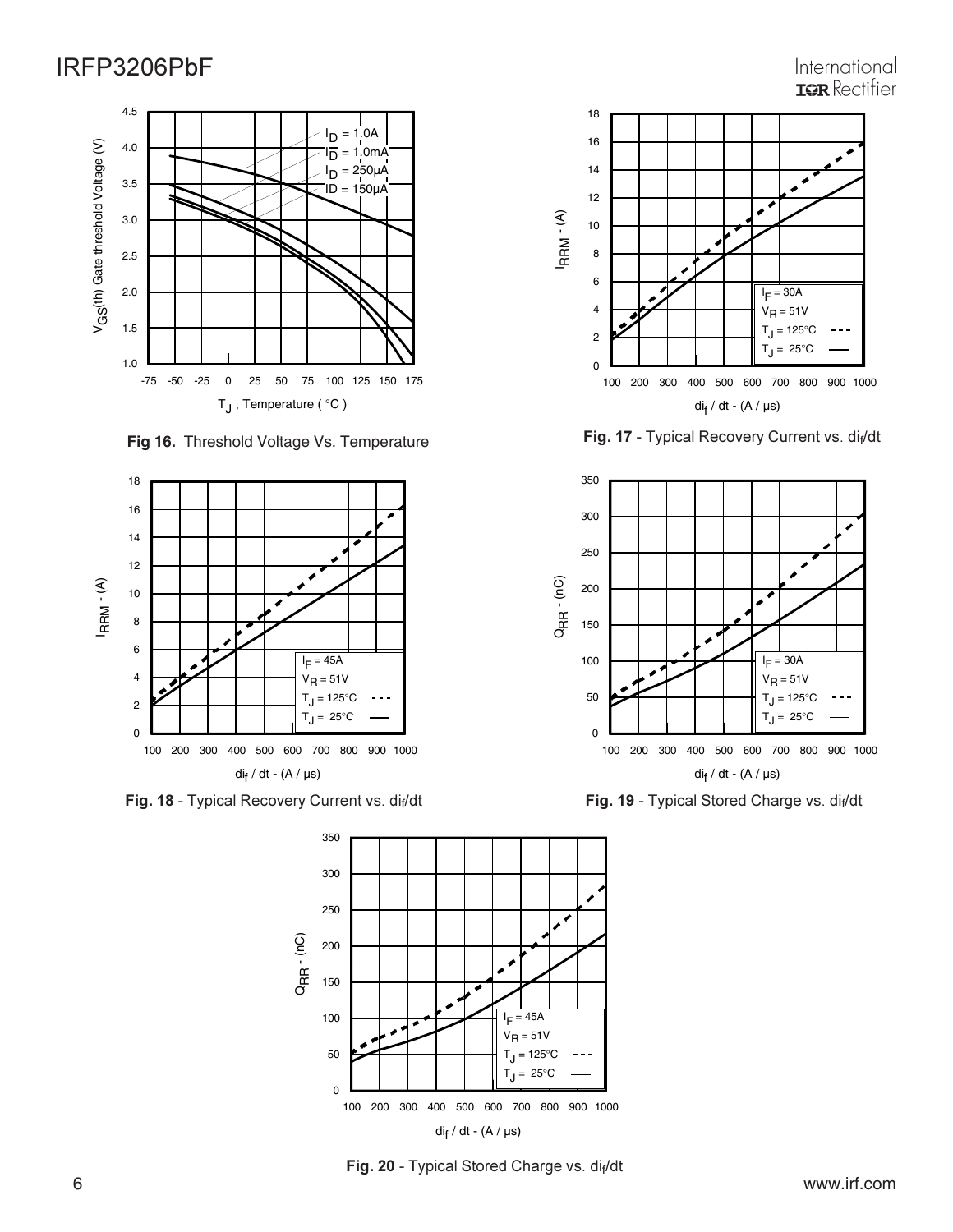**Fig 16.** Threshold Voltage Vs. Temperature

**Fig. 17** - Typical Recovery Current vs. $di_f/dt$

**Fig. 18** - Typical Recovery Current vs. $di_f/dt$

**Fig. 19** - Typical Stored Charge vs. $di_f/dt$

**Fig. 20** - Typical Stored Charge vs. $di_f/dt$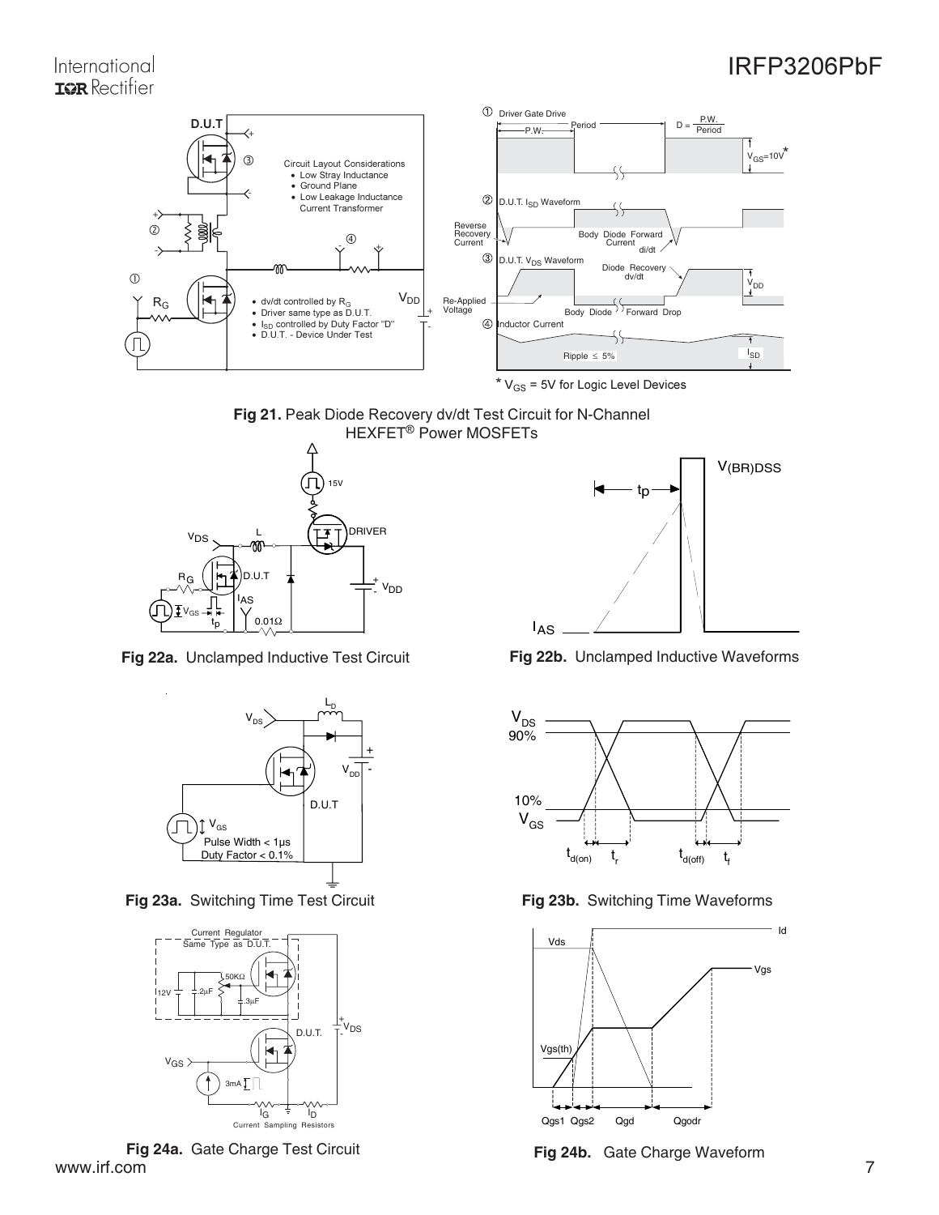Fig 21. Peak Diode Recovery dv/dt Test Circuit for N-Channel HEXFET® Power MOSFETs

Circuit Layout Considerations
- Low Stray Inductance
- Ground Plane
- Low Leakage Inductance Current Transformer

- dv/dt controlled by $R_G$
- Driver same type as D.U.T.
- $I_{SD}$ controlled by Duty Factor "D"
- D.U.T. - Device Under Test

\* $V_{GS}$ = 5V for Logic Level Devices

Fig 22a. Unclamped Inductive Test Circuit

Fig 22b. Unclamped Inductive Waveforms

Fig 23a. Switching Time Test Circuit

Pulse Width < 1µs
Duty Factor < 0.1%

Fig 23b. Switching Time Waveforms

Fig 24a. Gate Charge Test Circuit

Fig 24b. Gate Charge Waveform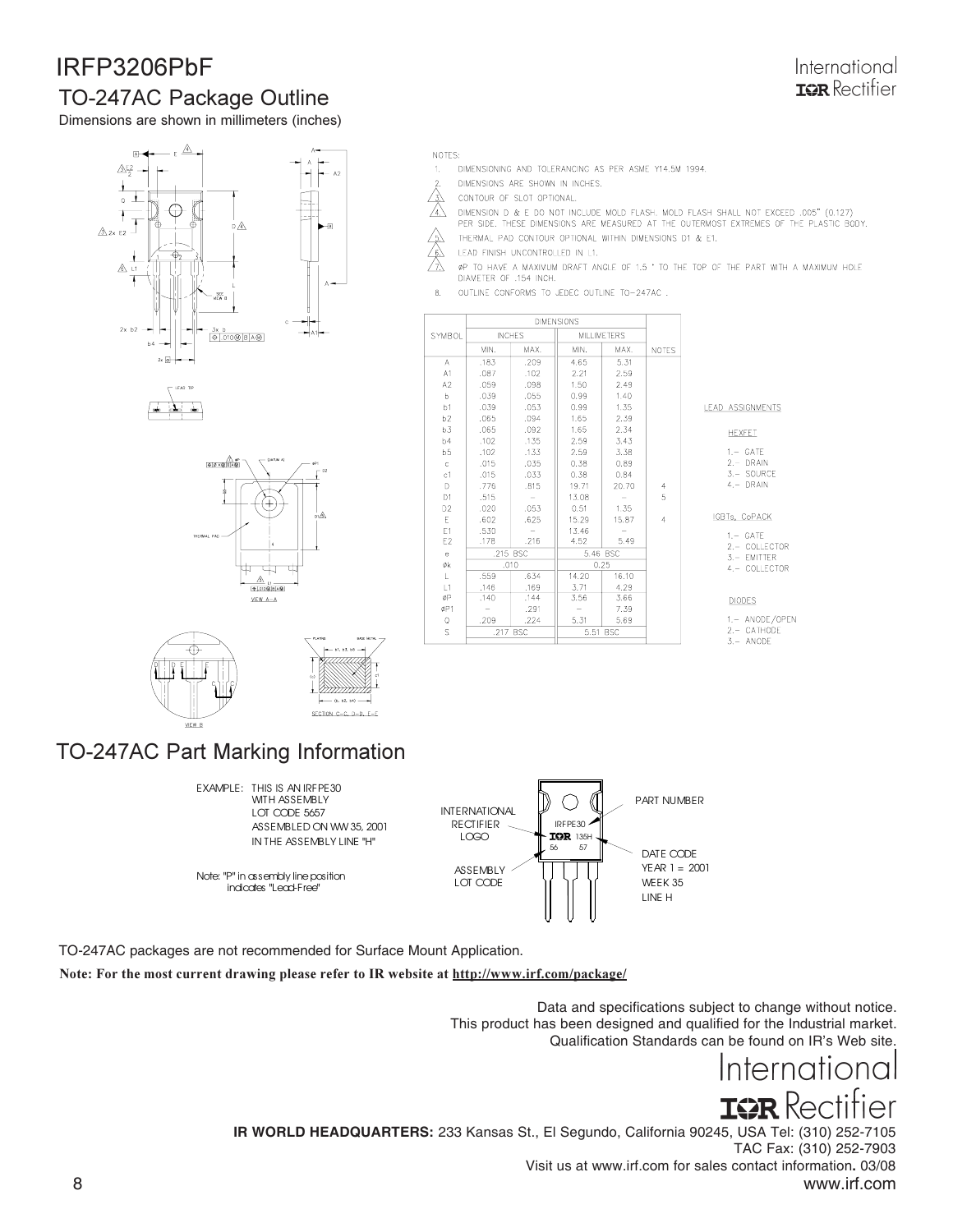# TO-247AC Package Outline

Dimensions are shown in millimeters (inches)

NOTES:

1. DIMENSIONING AND TOLERANCING AS PER ASME Y14.5M 1994.
2. DIMENSIONS ARE SHOWN IN INCHES.
3. CONTOUR OF SLOT OPTIONAL.
4. DIMENSION D & E DO NOT INCLUDE MOLD FLASH. MOLD FLASH SHALL NOT EXCEED .005" (0.127) PER SIDE. THESE DIMENSIONS ARE MEASURED AT THE OUTERMOST EXTREMES OF THE PLASTIC BODY.
5. THERMAL PAD CONTOUR OPTIONAL WITHIN DIMENSIONS D1 & E1.
6. LEAD FINISH UNCONTROLLED IN L1.
7. ØP TO HAVE A MAXIMUM DRAFT ANGLE OF 1.5 ° TO THE TOP OF THE PART WITH A MAXIMUM HOLE DIAMETER OF .154 INCH.
8. OUTLINE CONFORMS TO JEDEC OUTLINE TO-247AC .

| SYMBOL | DIMENSIONS | | | | NOTES |
|---|---|---|---|---|---|
| | INCHES | | MILLIMETERS | | |
| | MIN. | MAX. | MIN. | MAX. | |
| A | .183 | .209 | 4.65 | 5.31 | |
| A1 | .087 | .102 | 2.21 | 2.59 | |
| A2 | .059 | .098 | 1.50 | 2.49 | |
| b | .039 | .055 | 0.99 | 1.40 | |
| b1 | .039 | .053 | 0.99 | 1.35 | |
| b2 | .065 | .094 | 1.65 | 2.39 | |
| b3 | .065 | .092 | 1.65 | 2.34 | |
| b4 | .102 | .135 | 2.59 | 3.43 | |
| b5 | .102 | .133 | 2.59 | 3.38 | |
| c | .015 | .035 | 0.38 | 0.89 | |
| c1 | .015 | .033 | 0.38 | 0.84 | |
| D | .776 | .815 | 19.71 | 20.70 | 4 |
| D1 | .515 | – | 13.08 | – | 5 |
| D2 | .020 | .053 | 0.51 | 1.35 | |
| E | .602 | .625 | 15.29 | 15.87 | 4 |
| E1 | .530 | – | 13.46 | – | |
| E2 | .178 | .216 | 4.52 | 5.49 | |
| e | .215 BSC | | 5.46 BSC | | |
| Øk | .010 | | 0.25 | | |
| L | .559 | .634 | 14.20 | 16.10 | |
| L1 | .146 | .169 | 3.71 | 4.29 | |
| ØP | .140 | .144 | 3.56 | 3.66 | |
| ØP1 | – | .291 | – | 7.39 | |
| Q | .209 | .224 | 5.31 | 5.69 | |
| S | .217 BSC | | 5.51 BSC | | |

LEAD ASSIGNMENTS

HEXFET

1.- GATE
2.- DRAIN
3.- SOURCE
4.- DRAIN

IGBTs, CoPACK

1.- GATE
2.- COLLECTOR
3.- EMITTER
4.- COLLECTOR

DIODES

1.- ANODE/OPEN
2.- CATHODE
3.- ANODE

# TO-247AC Part Marking Information

EXAMPLE: THIS IS AN IRFPE30 WITH ASSEMBLY LOT CODE 5657 ASSEMBLED ON WW 35, 2001 IN THE ASSEMBLY LINE "H"

Note: "P" in assembly line position indicates "Lead-Free"

INTERNATIONAL RECTIFIER LOGO

ASSEMBLY LOT CODE

PART NUMBER

IRFPE30
IOR 135H
56 57

DATE CODE
YEAR 1 = 2001
WEEK 35
LINE H

TO-247AC packages are not recommended for Surface Mount Application.

**Note: For the most current drawing please refer to IR website at http://www.irf.com/package/**

Data and specifications subject to change without notice.
This product has been designed and qualified for the Industrial market.
Qualification Standards can be found on IR's Web site.

International IOR Rectifier

**IR WORLD HEADQUARTERS:** 233 Kansas St., El Segundo, California 90245, USA Tel: (310) 252-7105
TAC Fax: (310) 252-7903
Visit us at www.irf.com for sales contact information. 03/08